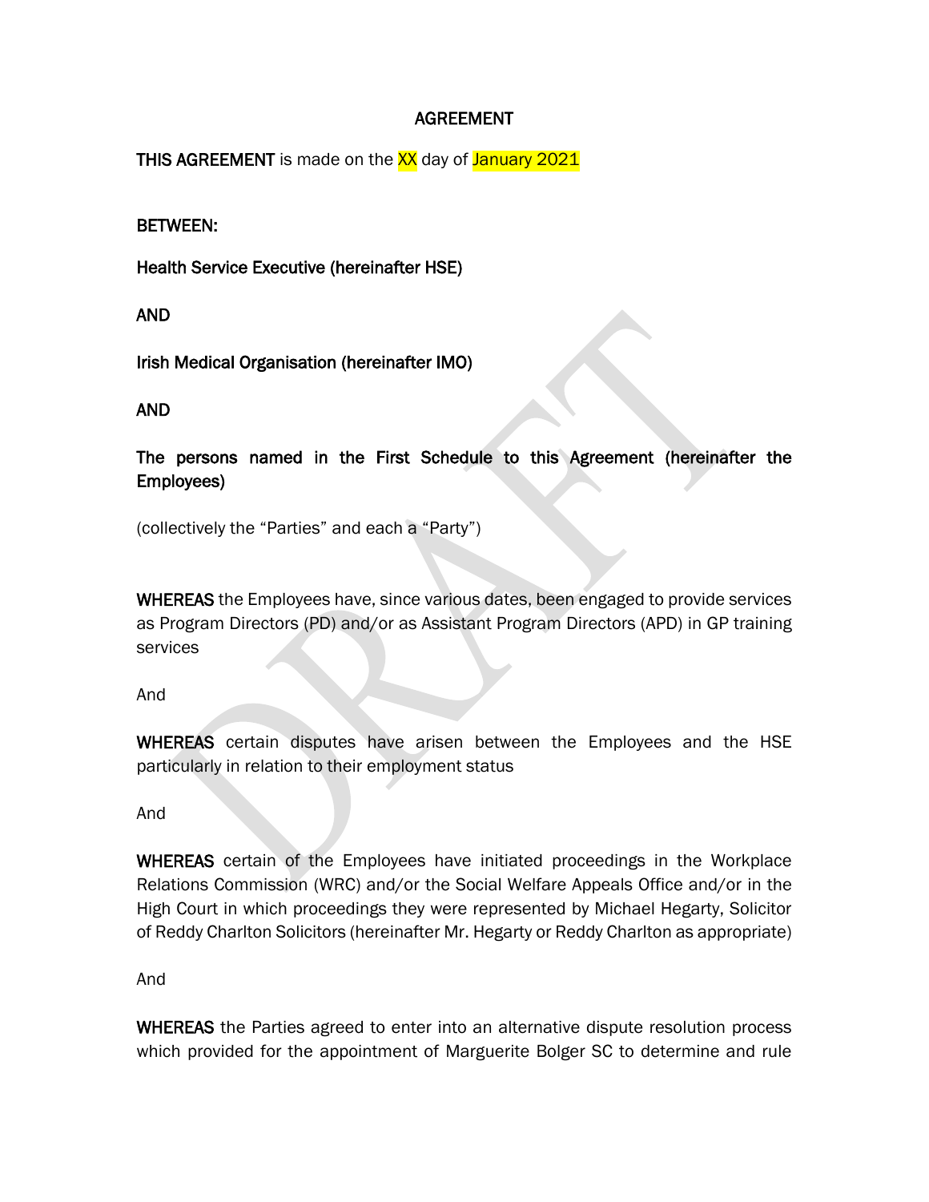# AGREEMENT

**THIS AGREEMENT** is made on the XX day of January 2021

**BETWEEN:**

**Health Service Executive (hereinafter HSE)**

**AND**

**Irish Medical Organisation (hereinafter IMO)**

**AND**

**The persons named in the First Schedule to this Agreement (hereinafter the Employees)**

(collectively the "Parties" and each a "Party")

**WHEREAS** the Employees have, since various dates, been engaged to provide services as Program Directors (PD) and/or as Assistant Program Directors (APD) in GP training services

And

**WHEREAS** certain disputes have arisen between the Employees and the HSE particularly in relation to their employment status

And

**WHEREAS** certain of the Employees have initiated proceedings in the Workplace Relations Commission (WRC) and/or the Social Welfare Appeals Office and/or in the High Court in which proceedings they were represented by Michael Hegarty, Solicitor of Reddy Charlton Solicitors (hereinafter Mr. Hegarty or Reddy Charlton as appropriate)

And

**WHEREAS** the Parties agreed to enter into an alternative dispute resolution process which provided for the appointment of Marguerite Bolger SC to determine and rule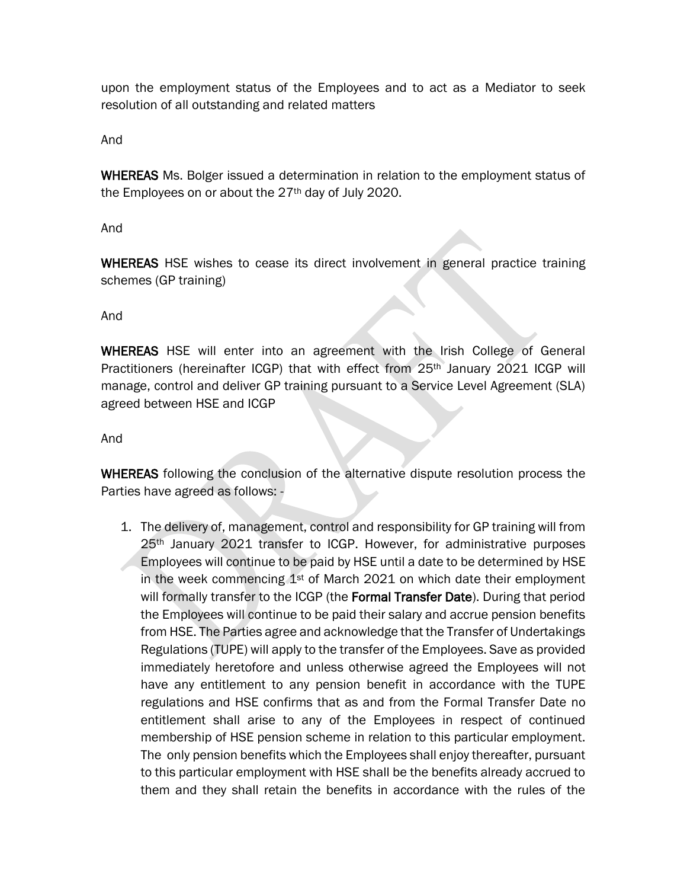upon the employment status of the Employees and to act as a Mediator to seek resolution of all outstanding and related matters

And

**WHEREAS** Ms. Bolger issued a determination in relation to the employment status of the Employees on or about the 27th day of July 2020.

And

**WHEREAS** HSE wishes to cease its direct involvement in general practice training schemes (GP training)

And

**WHEREAS** HSE will enter into an agreement with the Irish College of General Practitioners (hereinafter ICGP) that with effect from 25th January 2021 ICGP will manage, control and deliver GP training pursuant to a Service Level Agreement (SLA) agreed between HSE and ICGP

And

**WHEREAS** following the conclusion of the alternative dispute resolution process the Parties have agreed as follows: -

1. The delivery of, management, control and responsibility for GP training will from 25th January 2021 transfer to ICGP. However, for administrative purposes Employees will continue to be paid by HSE until a date to be determined by HSE in the week commencing 1st of March 2021 on which date their employment will formally transfer to the ICGP (the **Formal Transfer Date**). During that period the Employees will continue to be paid their salary and accrue pension benefits from HSE. The Parties agree and acknowledge that the Transfer of Undertakings Regulations (TUPE) will apply to the transfer of the Employees. Save as provided immediately heretofore and unless otherwise agreed the Employees will not have any entitlement to any pension benefit in accordance with the TUPE regulations and HSE confirms that as and from the Formal Transfer Date no entitlement shall arise to any of the Employees in respect of continued membership of HSE pension scheme in relation to this particular employment. The only pension benefits which the Employees shall enjoy thereafter, pursuant to this particular employment with HSE shall be the benefits already accrued to them and they shall retain the benefits in accordance with the rules of the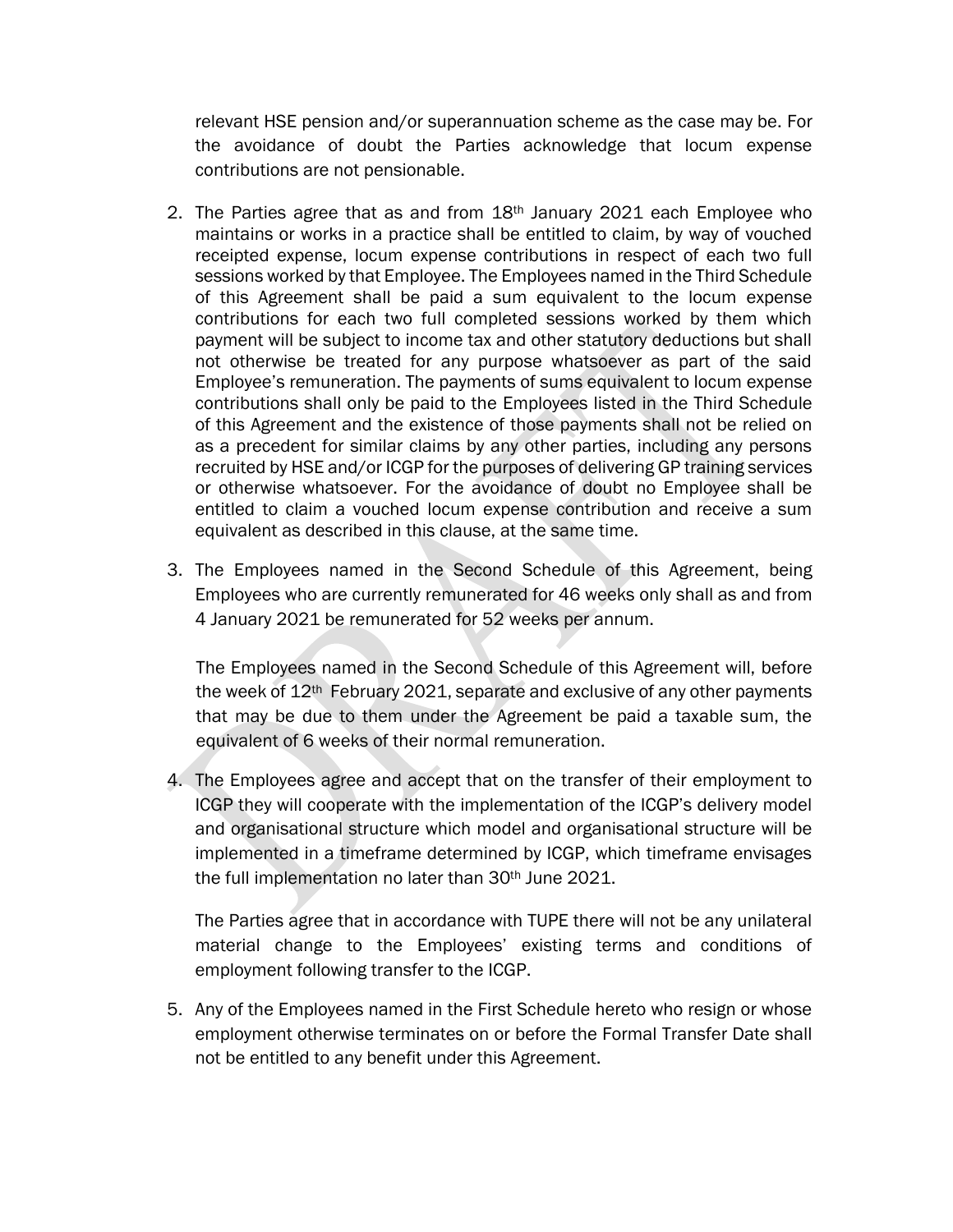relevant HSE pension and/or superannuation scheme as the case may be. For the avoidance of doubt the Parties acknowledge that locum expense contributions are not pensionable.

2. The Parties agree that as and from 18th January 2021 each Employee who maintains or works in a practice shall be entitled to claim, by way of vouched receipted expense, locum expense contributions in respect of each two full sessions worked by that Employee. The Employees named in the Third Schedule of this Agreement shall be paid a sum equivalent to the locum expense contributions for each two full completed sessions worked by them which payment will be subject to income tax and other statutory deductions but shall not otherwise be treated for any purpose whatsoever as part of the said Employee's remuneration. The payments of sums equivalent to locum expense contributions shall only be paid to the Employees listed in the Third Schedule of this Agreement and the existence of those payments shall not be relied on as a precedent for similar claims by any other parties, including any persons recruited by HSE and/or ICGP for the purposes of delivering GP training services or otherwise whatsoever. For the avoidance of doubt no Employee shall be entitled to claim a vouched locum expense contribution and receive a sum equivalent as described in this clause, at the same time.

3. The Employees named in the Second Schedule of this Agreement, being Employees who are currently remunerated for 46 weeks only shall as and from 4 January 2021 be remunerated for 52 weeks per annum.

   The Employees named in the Second Schedule of this Agreement will, before the week of 12th February 2021, separate and exclusive of any other payments that may be due to them under the Agreement be paid a taxable sum, the equivalent of 6 weeks of their normal remuneration.

4. The Employees agree and accept that on the transfer of their employment to ICGP they will cooperate with the implementation of the ICGP's delivery model and organisational structure which model and organisational structure will be implemented in a timeframe determined by ICGP, which timeframe envisages the full implementation no later than 30th June 2021.

   The Parties agree that in accordance with TUPE there will not be any unilateral material change to the Employees' existing terms and conditions of employment following transfer to the ICGP.

5. Any of the Employees named in the First Schedule hereto who resign or whose employment otherwise terminates on or before the Formal Transfer Date shall not be entitled to any benefit under this Agreement.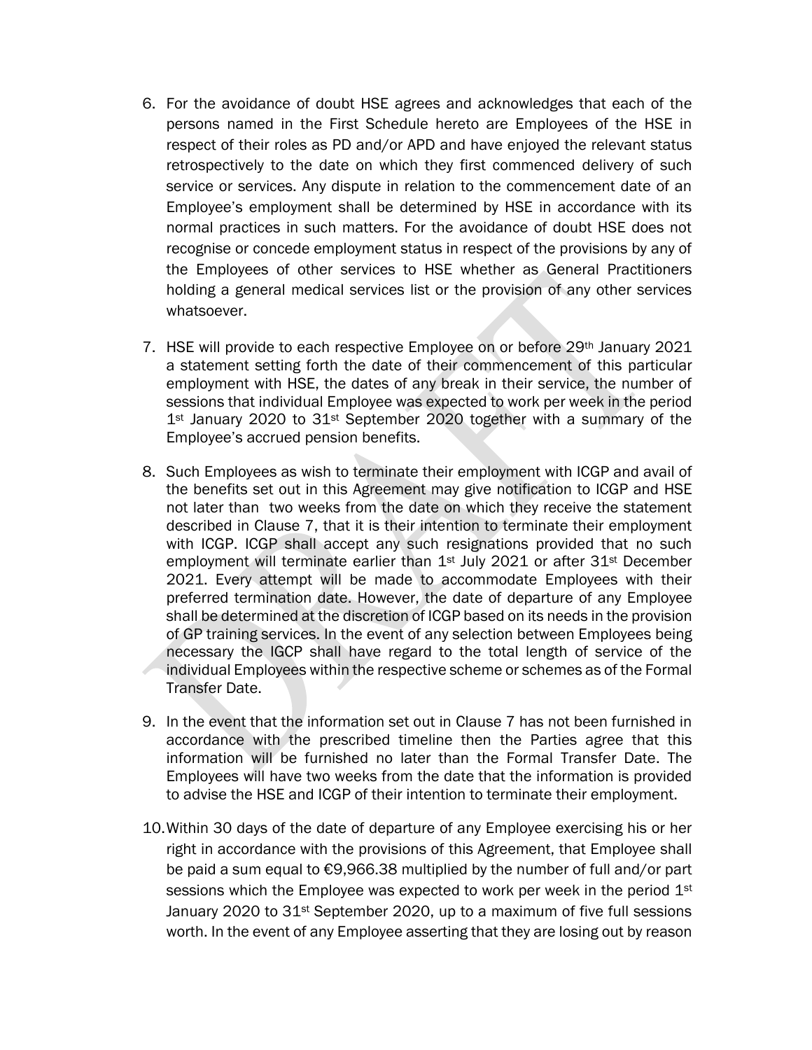6. For the avoidance of doubt HSE agrees and acknowledges that each of the persons named in the First Schedule hereto are Employees of the HSE in respect of their roles as PD and/or APD and have enjoyed the relevant status retrospectively to the date on which they first commenced delivery of such service or services. Any dispute in relation to the commencement date of an Employee's employment shall be determined by HSE in accordance with its normal practices in such matters. For the avoidance of doubt HSE does not recognise or concede employment status in respect of the provisions by any of the Employees of other services to HSE whether as General Practitioners holding a general medical services list or the provision of any other services whatsoever.

7. HSE will provide to each respective Employee on or before 29th January 2021 a statement setting forth the date of their commencement of this particular employment with HSE, the dates of any break in their service, the number of sessions that individual Employee was expected to work per week in the period 1st January 2020 to 31st September 2020 together with a summary of the Employee's accrued pension benefits.

8. Such Employees as wish to terminate their employment with ICGP and avail of the benefits set out in this Agreement may give notification to ICGP and HSE not later than two weeks from the date on which they receive the statement described in Clause 7, that it is their intention to terminate their employment with ICGP. ICGP shall accept any such resignations provided that no such employment will terminate earlier than 1st July 2021 or after 31st December 2021. Every attempt will be made to accommodate Employees with their preferred termination date. However, the date of departure of any Employee shall be determined at the discretion of ICGP based on its needs in the provision of GP training services. In the event of any selection between Employees being necessary the IGCP shall have regard to the total length of service of the individual Employees within the respective scheme or schemes as of the Formal Transfer Date.

9. In the event that the information set out in Clause 7 has not been furnished in accordance with the prescribed timeline then the Parties agree that this information will be furnished no later than the Formal Transfer Date. The Employees will have two weeks from the date that the information is provided to advise the HSE and ICGP of their intention to terminate their employment.

10. Within 30 days of the date of departure of any Employee exercising his or her right in accordance with the provisions of this Agreement, that Employee shall be paid a sum equal to €9,966.38 multiplied by the number of full and/or part sessions which the Employee was expected to work per week in the period 1st January 2020 to 31st September 2020, up to a maximum of five full sessions worth. In the event of any Employee asserting that they are losing out by reason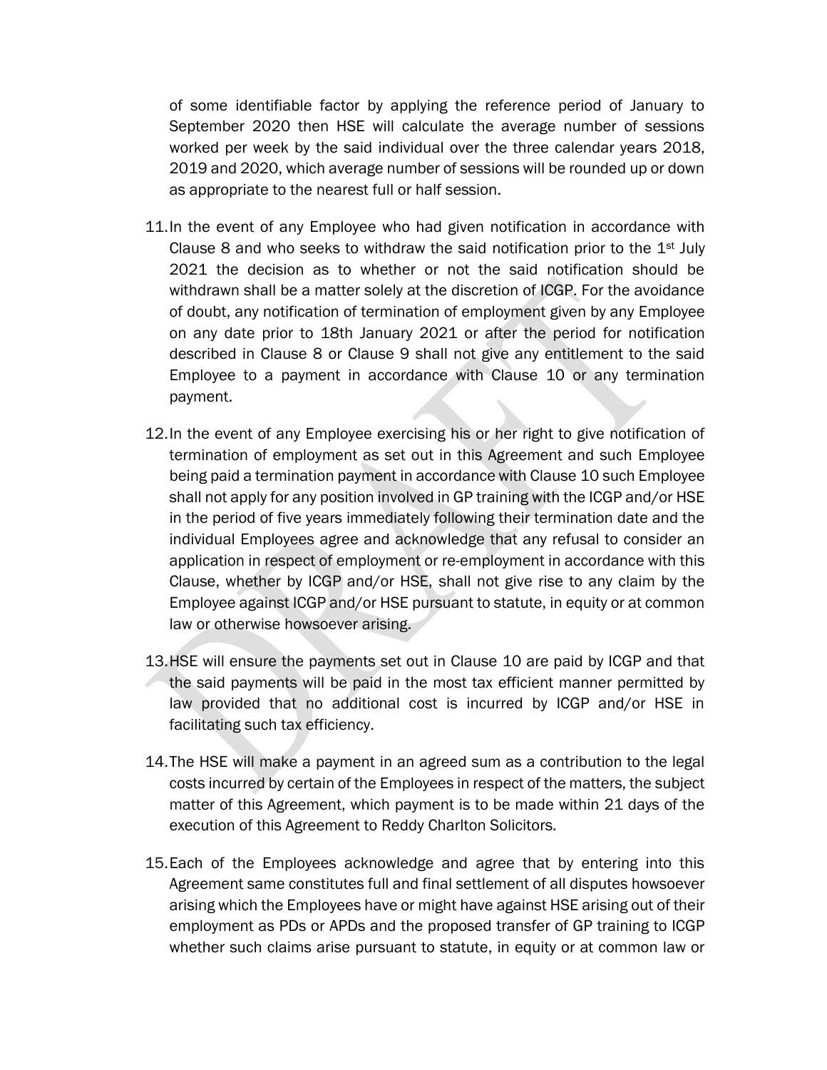of some identifiable factor by applying the reference period of January to September 2020 then HSE will calculate the average number of sessions worked per week by the said individual over the three calendar years 2018, 2019 and 2020, which average number of sessions will be rounded up or down as appropriate to the nearest full or half session.

11. In the event of any Employee who had given notification in accordance with Clause 8 and who seeks to withdraw the said notification prior to the 1st July 2021 the decision as to whether or not the said notification should be withdrawn shall be a matter solely at the discretion of ICGP. For the avoidance of doubt, any notification of termination of employment given by any Employee on any date prior to 18th January 2021 or after the period for notification described in Clause 8 or Clause 9 shall not give any entitlement to the said Employee to a payment in accordance with Clause 10 or any termination payment.

12. In the event of any Employee exercising his or her right to give notification of termination of employment as set out in this Agreement and such Employee being paid a termination payment in accordance with Clause 10 such Employee shall not apply for any position involved in GP training with the ICGP and/or HSE in the period of five years immediately following their termination date and the individual Employees agree and acknowledge that any refusal to consider an application in respect of employment or re-employment in accordance with this Clause, whether by ICGP and/or HSE, shall not give rise to any claim by the Employee against ICGP and/or HSE pursuant to statute, in equity or at common law or otherwise howsoever arising.

13. HSE will ensure the payments set out in Clause 10 are paid by ICGP and that the said payments will be paid in the most tax efficient manner permitted by law provided that no additional cost is incurred by ICGP and/or HSE in facilitating such tax efficiency.

14. The HSE will make a payment in an agreed sum as a contribution to the legal costs incurred by certain of the Employees in respect of the matters, the subject matter of this Agreement, which payment is to be made within 21 days of the execution of this Agreement to Reddy Charlton Solicitors.

15. Each of the Employees acknowledge and agree that by entering into this Agreement same constitutes full and final settlement of all disputes howsoever arising which the Employees have or might have against HSE arising out of their employment as PDs or APDs and the proposed transfer of GP training to ICGP whether such claims arise pursuant to statute, in equity or at common law or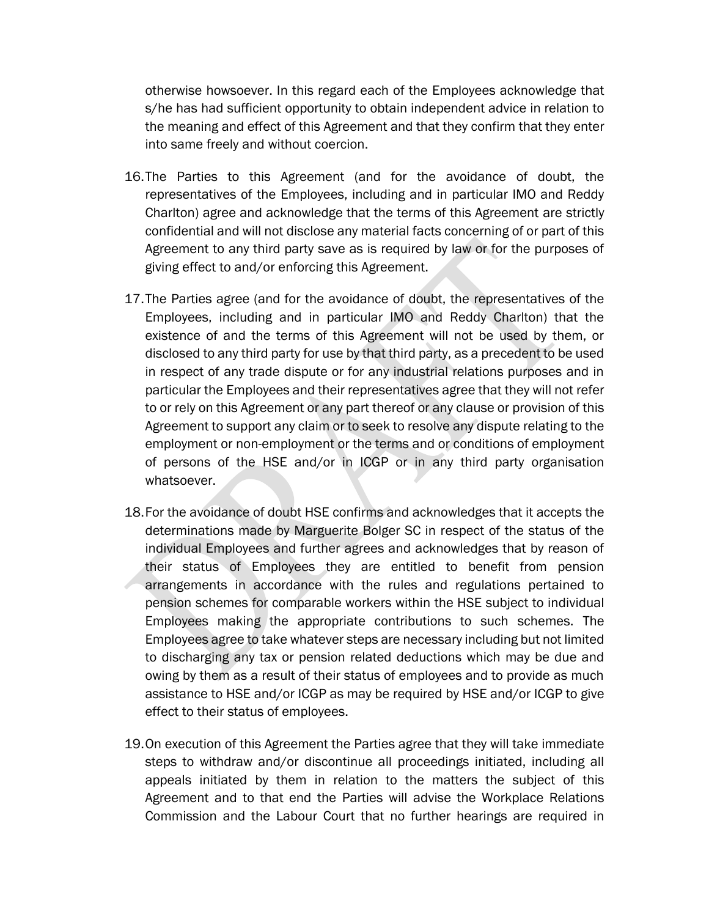otherwise howsoever. In this regard each of the Employees acknowledge that s/he has had sufficient opportunity to obtain independent advice in relation to the meaning and effect of this Agreement and that they confirm that they enter into same freely and without coercion.

16. The Parties to this Agreement (and for the avoidance of doubt, the representatives of the Employees, including and in particular IMO and Reddy Charlton) agree and acknowledge that the terms of this Agreement are strictly confidential and will not disclose any material facts concerning of or part of this Agreement to any third party save as is required by law or for the purposes of giving effect to and/or enforcing this Agreement.

17. The Parties agree (and for the avoidance of doubt, the representatives of the Employees, including and in particular IMO and Reddy Charlton) that the existence of and the terms of this Agreement will not be used by them, or disclosed to any third party for use by that third party, as a precedent to be used in respect of any trade dispute or for any industrial relations purposes and in particular the Employees and their representatives agree that they will not refer to or rely on this Agreement or any part thereof or any clause or provision of this Agreement to support any claim or to seek to resolve any dispute relating to the employment or non-employment or the terms and or conditions of employment of persons of the HSE and/or in ICGP or in any third party organisation whatsoever.

18. For the avoidance of doubt HSE confirms and acknowledges that it accepts the determinations made by Marguerite Bolger SC in respect of the status of the individual Employees and further agrees and acknowledges that by reason of their status of Employees they are entitled to benefit from pension arrangements in accordance with the rules and regulations pertained to pension schemes for comparable workers within the HSE subject to individual Employees making the appropriate contributions to such schemes. The Employees agree to take whatever steps are necessary including but not limited to discharging any tax or pension related deductions which may be due and owing by them as a result of their status of employees and to provide as much assistance to HSE and/or ICGP as may be required by HSE and/or ICGP to give effect to their status of employees.

19. On execution of this Agreement the Parties agree that they will take immediate steps to withdraw and/or discontinue all proceedings initiated, including all appeals initiated by them in relation to the matters the subject of this Agreement and to that end the Parties will advise the Workplace Relations Commission and the Labour Court that no further hearings are required in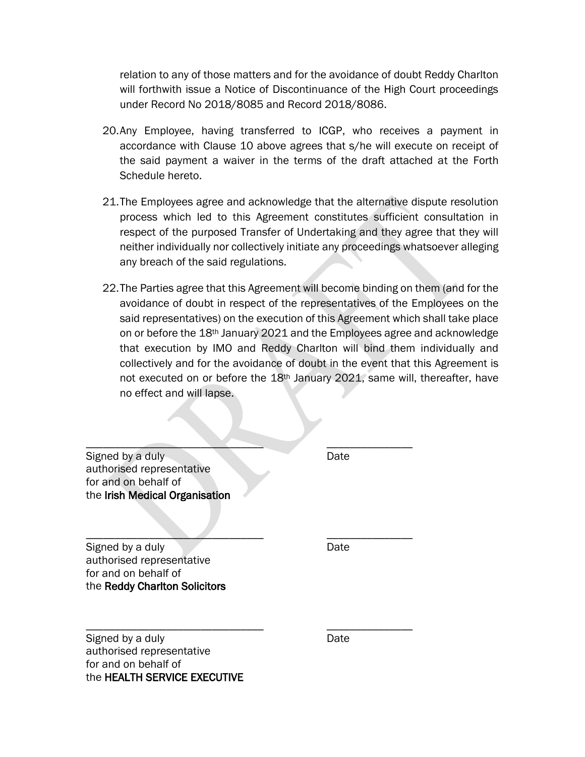relation to any of those matters and for the avoidance of doubt Reddy Charlton will forthwith issue a Notice of Discontinuance of the High Court proceedings under Record No 2018/8085 and Record 2018/8086.

20. Any Employee, having transferred to ICGP, who receives a payment in accordance with Clause 10 above agrees that s/he will execute on receipt of the said payment a waiver in the terms of the draft attached at the Forth Schedule hereto.

21. The Employees agree and acknowledge that the alternative dispute resolution process which led to this Agreement constitutes sufficient consultation in respect of the purposed Transfer of Undertaking and they agree that they will neither individually nor collectively initiate any proceedings whatsoever alleging any breach of the said regulations.

22. The Parties agree that this Agreement will become binding on them (and for the avoidance of doubt in respect of the representatives of the Employees on the said representatives) on the execution of this Agreement which shall take place on or before the 18th January 2021 and the Employees agree and acknowledge that execution by IMO and Reddy Charlton will bind them individually and collectively and for the avoidance of doubt in the event that this Agreement is not executed on or before the 18th January 2021, same will, thereafter, have no effect and will lapse.

\_\_\_\_\_\_\_\_\_\_\_\_\_\_\_\_\_\_\_\_\_\_\_\_\_\_\_\_\_\_\_\_ \_\_\_\_\_\_\_\_\_\_\_\_\_\_\_

Signed by a duly authorised representative for and on behalf of the **Irish Medical Organisation** — Date

\_\_\_\_\_\_\_\_\_\_\_\_\_\_\_\_\_\_\_\_\_\_\_\_\_\_\_\_\_\_\_\_ \_\_\_\_\_\_\_\_\_\_\_\_\_\_\_

Signed by a duly authorised representative for and on behalf of the **Reddy Charlton Solicitors** — Date

\_\_\_\_\_\_\_\_\_\_\_\_\_\_\_\_\_\_\_\_\_\_\_\_\_\_\_\_\_\_\_\_ \_\_\_\_\_\_\_\_\_\_\_\_\_\_\_

Signed by a duly authorised representative for and on behalf of the **HEALTH SERVICE EXECUTIVE** — Date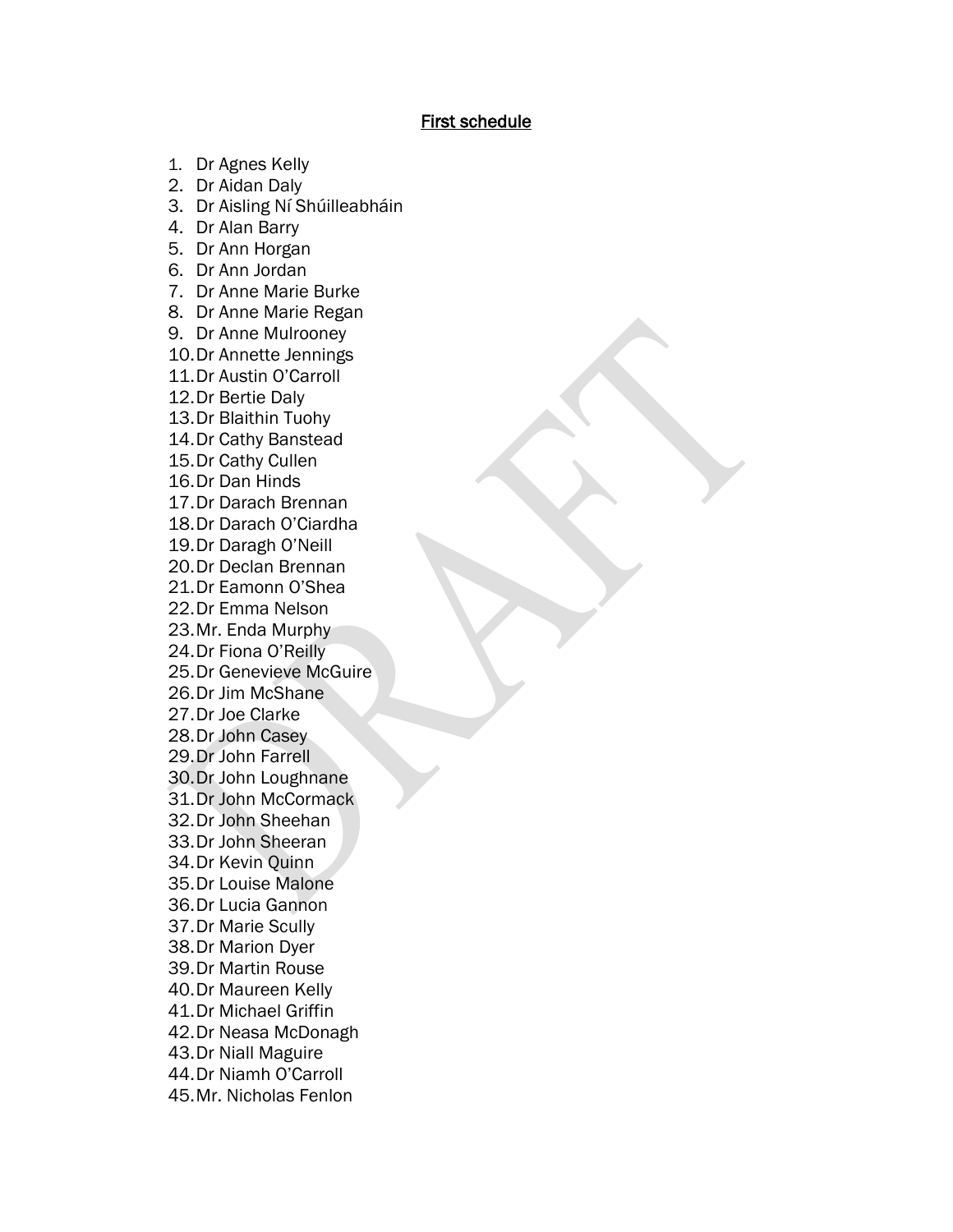## First schedule

1. Dr Agnes Kelly
2. Dr Aidan Daly
3. Dr Aisling Ní Shúilleabháin
4. Dr Alan Barry
5. Dr Ann Horgan
6. Dr Ann Jordan
7. Dr Anne Marie Burke
8. Dr Anne Marie Regan
9. Dr Anne Mulrooney
10. Dr Annette Jennings
11. Dr Austin O'Carroll
12. Dr Bertie Daly
13. Dr Blaithin Tuohy
14. Dr Cathy Banstead
15. Dr Cathy Cullen
16. Dr Dan Hinds
17. Dr Darach Brennan
18. Dr Darach O'Ciardha
19. Dr Daragh O'Neill
20. Dr Declan Brennan
21. Dr Eamonn O'Shea
22. Dr Emma Nelson
23. Mr. Enda Murphy
24. Dr Fiona O'Reilly
25. Dr Genevieve McGuire
26. Dr Jim McShane
27. Dr Joe Clarke
28. Dr John Casey
29. Dr John Farrell
30. Dr John Loughnane
31. Dr John McCormack
32. Dr John Sheehan
33. Dr John Sheeran
34. Dr Kevin Quinn
35. Dr Louise Malone
36. Dr Lucia Gannon
37. Dr Marie Scully
38. Dr Marion Dyer
39. Dr Martin Rouse
40. Dr Maureen Kelly
41. Dr Michael Griffin
42. Dr Neasa McDonagh
43. Dr Niall Maguire
44. Dr Niamh O'Carroll
45. Mr. Nicholas Fenlon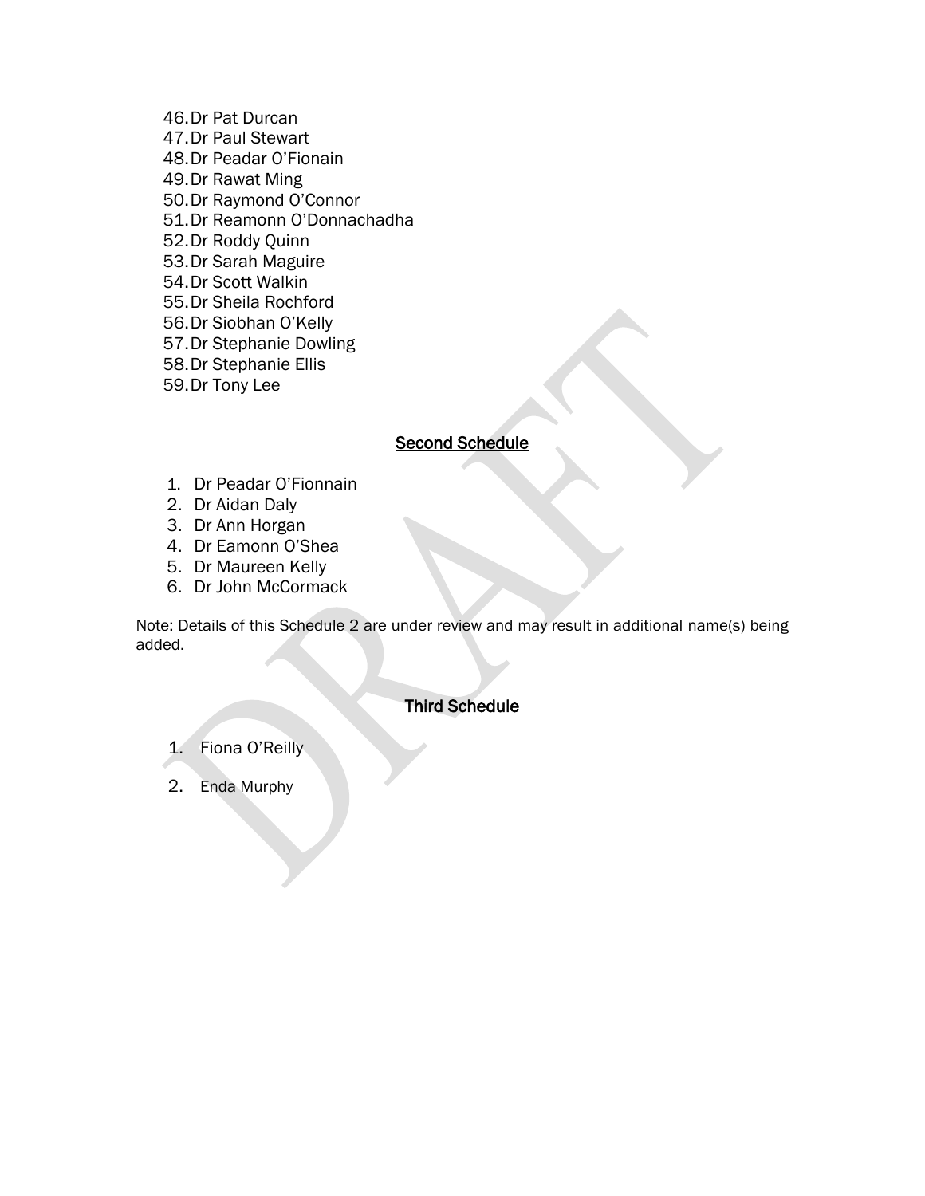46. Dr Pat Durcan
47. Dr Paul Stewart
48. Dr Peadar O'Fionain
49. Dr Rawat Ming
50. Dr Raymond O'Connor
51. Dr Reamonn O'Donnachadha
52. Dr Roddy Quinn
53. Dr Sarah Maguire
54. Dr Scott Walkin
55. Dr Sheila Rochford
56. Dr Siobhan O'Kelly
57. Dr Stephanie Dowling
58. Dr Stephanie Ellis
59. Dr Tony Lee

## Second Schedule

1. Dr Peadar O'Fionnain
2. Dr Aidan Daly
3. Dr Ann Horgan
4. Dr Eamonn O'Shea
5. Dr Maureen Kelly
6. Dr John McCormack

Note: Details of this Schedule 2 are under review and may result in additional name(s) being added.

## Third Schedule

1. Fiona O'Reilly
2. Enda Murphy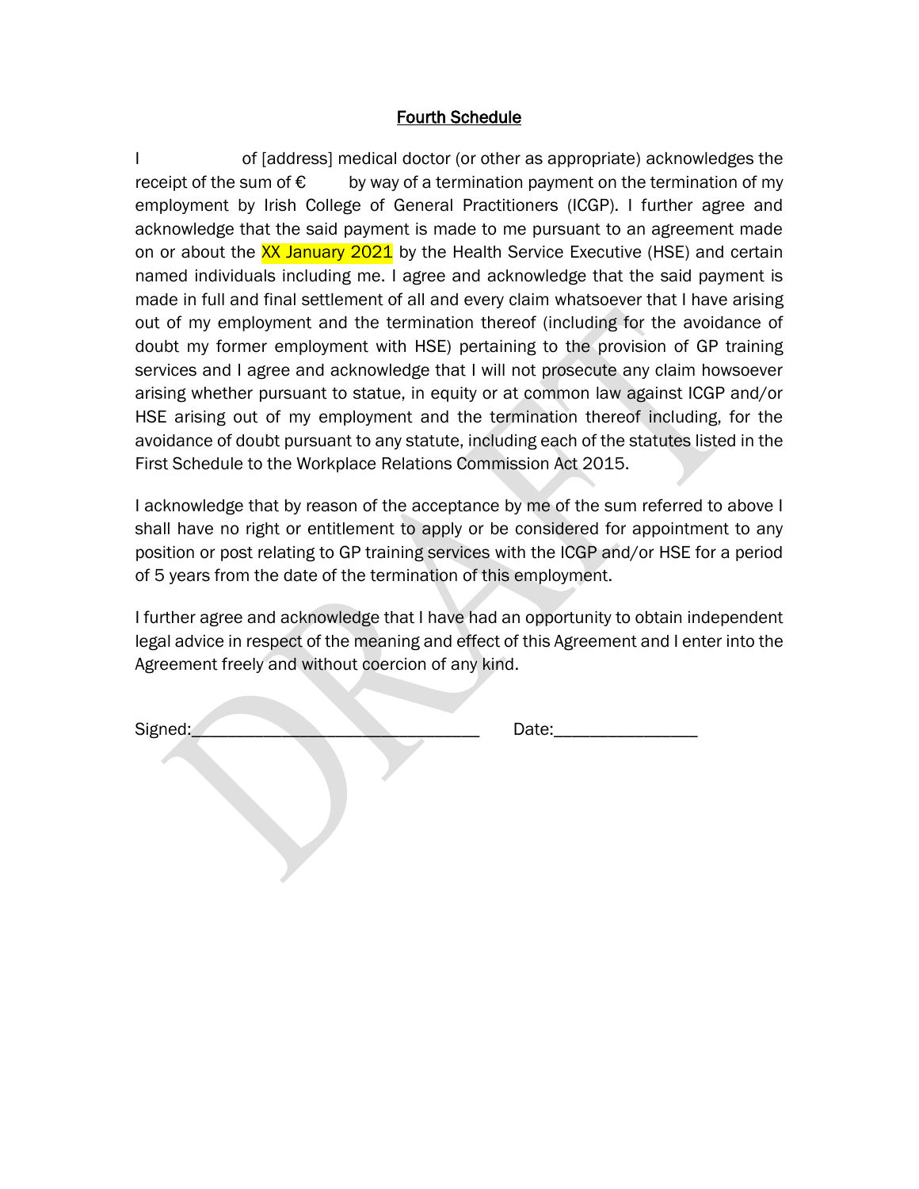## Fourth Schedule

I                    of [address] medical doctor (or other as appropriate) acknowledges the receipt of the sum of €          by way of a termination payment on the termination of my employment by Irish College of General Practitioners (ICGP). I further agree and acknowledge that the said payment is made to me pursuant to an agreement made on or about the XX January 2021 by the Health Service Executive (HSE) and certain named individuals including me. I agree and acknowledge that the said payment is made in full and final settlement of all and every claim whatsoever that I have arising out of my employment and the termination thereof (including for the avoidance of doubt my former employment with HSE) pertaining to the provision of GP training services and I agree and acknowledge that I will not prosecute any claim howsoever arising whether pursuant to statue, in equity or at common law against ICGP and/or HSE arising out of my employment and the termination thereof including, for the avoidance of doubt pursuant to any statute, including each of the statutes listed in the First Schedule to the Workplace Relations Commission Act 2015.

I acknowledge that by reason of the acceptance by me of the sum referred to above I shall have no right or entitlement to apply or be considered for appointment to any position or post relating to GP training services with the ICGP and/or HSE for a period of 5 years from the date of the termination of this employment.

I further agree and acknowledge that I have had an opportunity to obtain independent legal advice in respect of the meaning and effect of this Agreement and I enter into the Agreement freely and without coercion of any kind.

Signed:________________________________        Date:________________

DRAFT